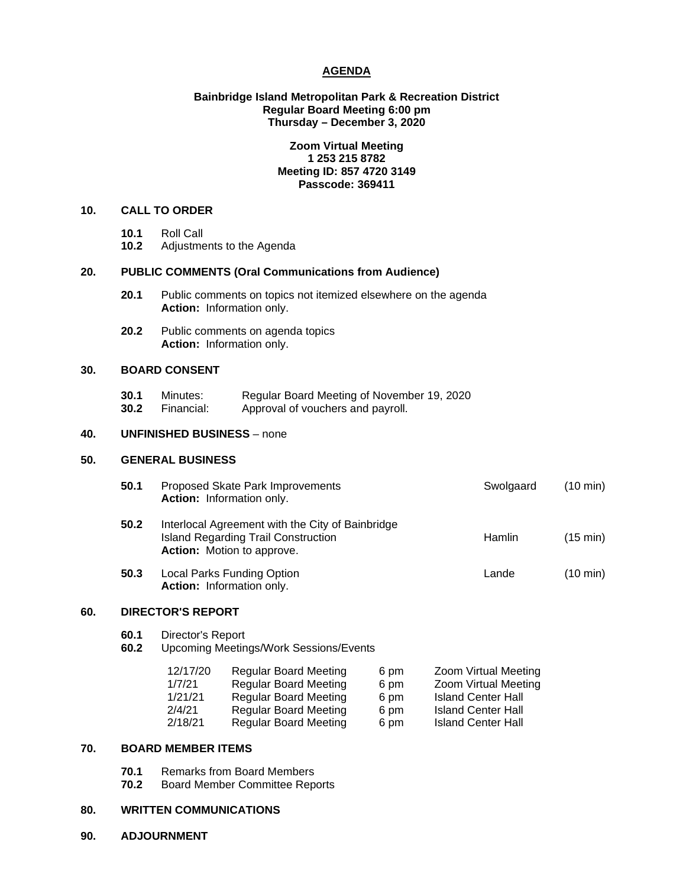# AGENDA

**Bainbridge Island Metropolitan Park & Recreation District**
**Regular Board Meeting 6:00 pm**
**Thursday – December 3, 2020**

**Zoom Virtual Meeting**
**1 253 215 8782**
**Meeting ID: 857 4720 3149**
**Passcode: 369411**

## 10. CALL TO ORDER

- **10.1** Roll Call
- **10.2** Adjustments to the Agenda

## 20. PUBLIC COMMENTS (Oral Communications from Audience)

- **20.1** Public comments on topics not itemized elsewhere on the agenda
  **Action:** Information only.
- **20.2** Public comments on agenda topics
  **Action:** Information only.

## 30. BOARD CONSENT

- **30.1** Minutes: Regular Board Meeting of November 19, 2020
- **30.2** Financial: Approval of vouchers and payroll.

## 40. UNFINISHED BUSINESS – none

## 50. GENERAL BUSINESS

- **50.1** Proposed Skate Park Improvements — Swolgaard (10 min)
  **Action:** Information only.
- **50.2** Interlocal Agreement with the City of Bainbridge Island Regarding Trail Construction — Hamlin (15 min)
  **Action:** Motion to approve.
- **50.3** Local Parks Funding Option — Lande (10 min)
  **Action:** Information only.

## 60. DIRECTOR'S REPORT

- **60.1** Director's Report
- **60.2** Upcoming Meetings/Work Sessions/Events

| Date | Meeting | Time | Location |
|---|---|---|---|
| 12/17/20 | Regular Board Meeting | 6 pm | Zoom Virtual Meeting |
| 1/7/21 | Regular Board Meeting | 6 pm | Zoom Virtual Meeting |
| 1/21/21 | Regular Board Meeting | 6 pm | Island Center Hall |
| 2/4/21 | Regular Board Meeting | 6 pm | Island Center Hall |
| 2/18/21 | Regular Board Meeting | 6 pm | Island Center Hall |

## 70. BOARD MEMBER ITEMS

- **70.1** Remarks from Board Members
- **70.2** Board Member Committee Reports

## 80. WRITTEN COMMUNICATIONS

## 90. ADJOURNMENT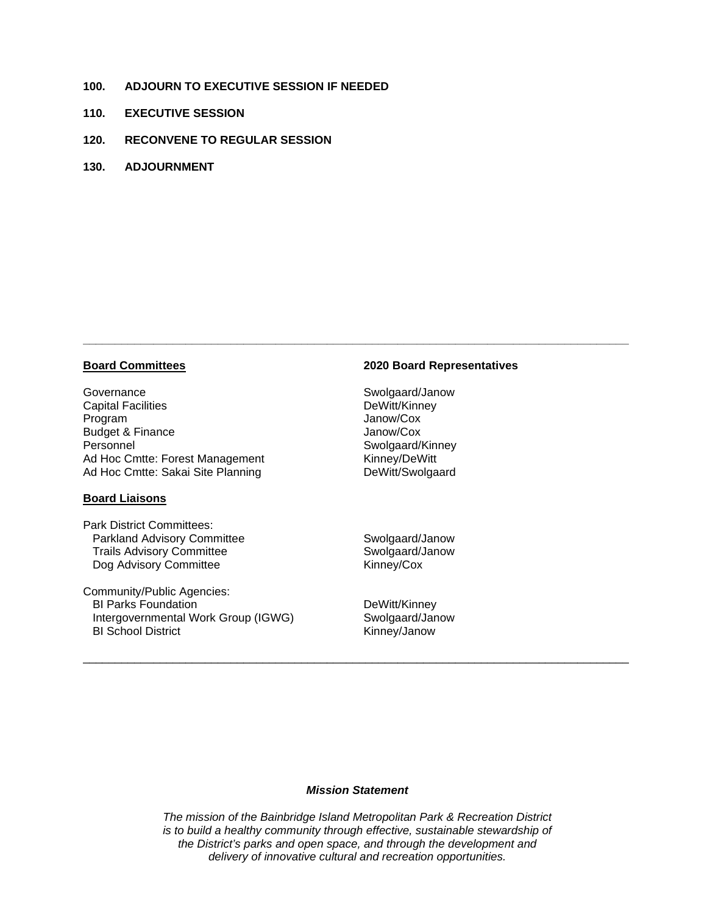**100. ADJOURN TO EXECUTIVE SESSION IF NEEDED**

**110. EXECUTIVE SESSION**

**120. RECONVENE TO REGULAR SESSION**

**130. ADJOURNMENT**

---

| **Board Committees** | **2020 Board Representatives** |
|---|---|
| Governance | Swolgaard/Janow |
| Capital Facilities | DeWitt/Kinney |
| Program | Janow/Cox |
| Budget & Finance | Janow/Cox |
| Personnel | Swolgaard/Kinney |
| Ad Hoc Cmtte: Forest Management | Kinney/DeWitt |
| Ad Hoc Cmtte: Sakai Site Planning | DeWitt/Swolgaard |

**Board Liaisons**

| | |
|---|---|
| Park District Committees: | |
| Parkland Advisory Committee | Swolgaard/Janow |
| Trails Advisory Committee | Swolgaard/Janow |
| Dog Advisory Committee | Kinney/Cox |
| Community/Public Agencies: | |
| BI Parks Foundation | DeWitt/Kinney |
| Intergovernmental Work Group (IGWG) | Swolgaard/Janow |
| BI School District | Kinney/Janow |

---

***Mission Statement***

*The mission of the Bainbridge Island Metropolitan Park & Recreation District is to build a healthy community through effective, sustainable stewardship of the District's parks and open space, and through the development and delivery of innovative cultural and recreation opportunities.*